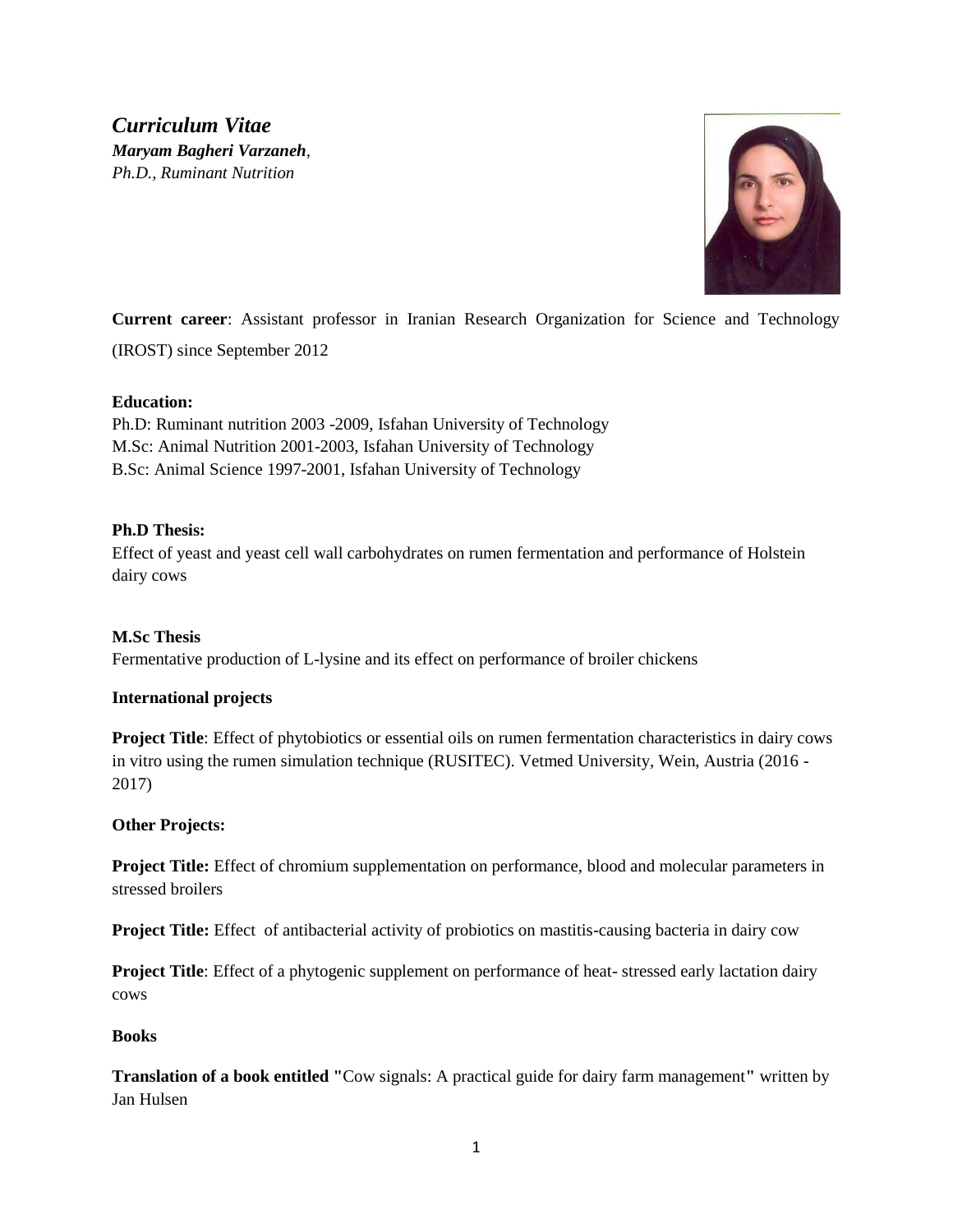***Curriculum Vitae***

***Maryam Bagheri Varzaneh****,*

*Ph.D., Ruminant Nutrition*

**Current career**: Assistant professor in Iranian Research Organization for Science and Technology (IROST) since September 2012

**Education:**

Ph.D: Ruminant nutrition 2003 -2009, Isfahan University of Technology
M.Sc: Animal Nutrition 2001-2003, Isfahan University of Technology
B.Sc: Animal Science 1997-2001, Isfahan University of Technology

**Ph.D Thesis:**

Effect of yeast and yeast cell wall carbohydrates on rumen fermentation and performance of Holstein dairy cows

**M.Sc Thesis**

Fermentative production of L-lysine and its effect on performance of broiler chickens

**International projects**

**Project Title**: Effect of phytobiotics or essential oils on rumen fermentation characteristics in dairy cows in vitro using the rumen simulation technique (RUSITEC). Vetmed University, Wein, Austria (2016 - 2017)

**Other Projects:**

**Project Title:** Effect of chromium supplementation on performance, blood and molecular parameters in stressed broilers

**Project Title:** Effect of antibacterial activity of probiotics on mastitis-causing bacteria in dairy cow

**Project Title**: Effect of a phytogenic supplement on performance of heat- stressed early lactation dairy cows

**Books**

**Translation of a book entitled "**Cow signals: A practical guide for dairy farm management**"** written by Jan Hulsen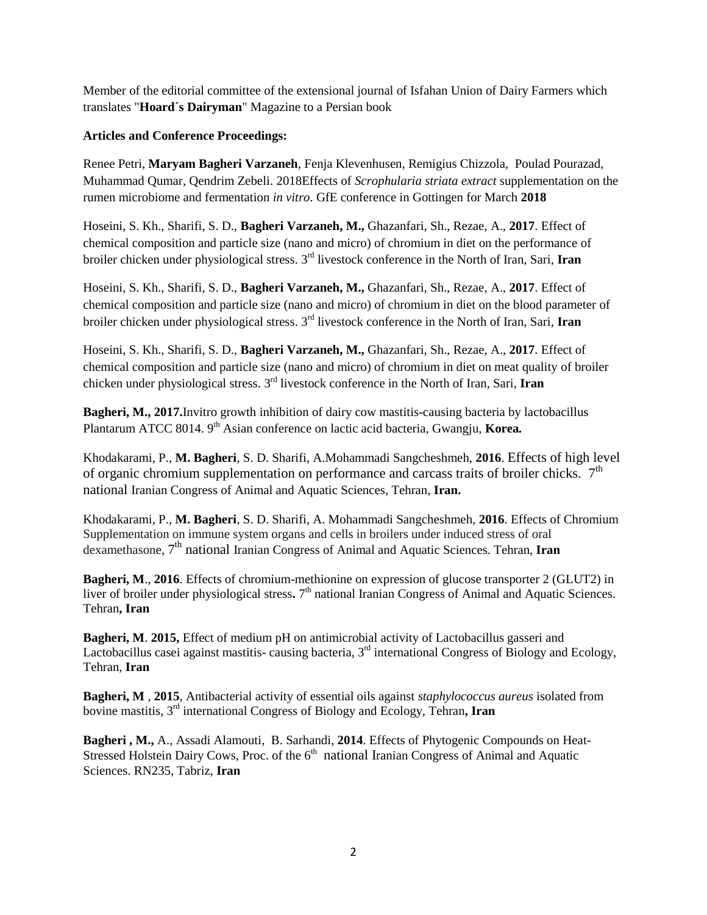Member of the editorial committee of the extensional journal of Isfahan Union of Dairy Farmers which translates "**Hoard´s Dairyman**" Magazine to a Persian book

**Articles and Conference Proceedings:**

Renee Petri, **Maryam Bagheri Varzaneh**, Fenja Klevenhusen, Remigius Chizzola, Poulad Pourazad, Muhammad Qumar, Qendrim Zebeli. 2018Effects of *Scrophularia striata extract* supplementation on the rumen microbiome and fermentation *in vitro*. GfE conference in Gottingen for March **2018**

Hoseini, S. Kh., Sharifi, S. D., **Bagheri Varzaneh, M.,** Ghazanfari, Sh., Rezae, A., **2017**. Effect of chemical composition and particle size (nano and micro) of chromium in diet on the performance of broiler chicken under physiological stress. 3rd livestock conference in the North of Iran, Sari, **Iran**

Hoseini, S. Kh., Sharifi, S. D., **Bagheri Varzaneh, M.,** Ghazanfari, Sh., Rezae, A., **2017**. Effect of chemical composition and particle size (nano and micro) of chromium in diet on the blood parameter of broiler chicken under physiological stress. 3rd livestock conference in the North of Iran, Sari, **Iran**

Hoseini, S. Kh., Sharifi, S. D., **Bagheri Varzaneh, M.,** Ghazanfari, Sh., Rezae, A., **2017**. Effect of chemical composition and particle size (nano and micro) of chromium in diet on meat quality of broiler chicken under physiological stress. 3rd livestock conference in the North of Iran, Sari, **Iran**

**Bagheri, M., 2017.**Invitro growth inhibition of dairy cow mastitis-causing bacteria by lactobacillus Plantarum ATCC 8014. 9th Asian conference on lactic acid bacteria, Gwangju, **Korea.**

Khodakarami, P., **M. Bagheri**, S. D. Sharifi, A.Mohammadi Sangcheshmeh, **2016**. Effects of high level of organic chromium supplementation on performance and carcass traits of broiler chicks. 7th national Iranian Congress of Animal and Aquatic Sciences, Tehran, **Iran.**

Khodakarami, P., **M. Bagheri**, S. D. Sharifi, A. Mohammadi Sangcheshmeh, **2016**. Effects of Chromium Supplementation on immune system organs and cells in broilers under induced stress of oral dexamethasone, 7th national Iranian Congress of Animal and Aquatic Sciences. Tehran, **Iran**

**Bagheri, M**., **2016**. Effects of chromium-methionine on expression of glucose transporter 2 (GLUT2) in liver of broiler under physiological stress**.** 7th national Iranian Congress of Animal and Aquatic Sciences. Tehran**, Iran**

**Bagheri, M**. **2015,** Effect of medium pH on antimicrobial activity of Lactobacillus gasseri and Lactobacillus casei against mastitis- causing bacteria, 3rd international Congress of Biology and Ecology, Tehran, **Iran**

**Bagheri, M** , **2015**, Antibacterial activity of essential oils against *staphylococcus aureus* isolated from bovine mastitis, 3rd international Congress of Biology and Ecology, Tehran**, Iran**

**Bagheri , M.,** A., Assadi Alamouti, B. Sarhandi, **2014**. Effects of Phytogenic Compounds on Heat-Stressed Holstein Dairy Cows, Proc. of the 6th national Iranian Congress of Animal and Aquatic Sciences. RN235, Tabriz, **Iran**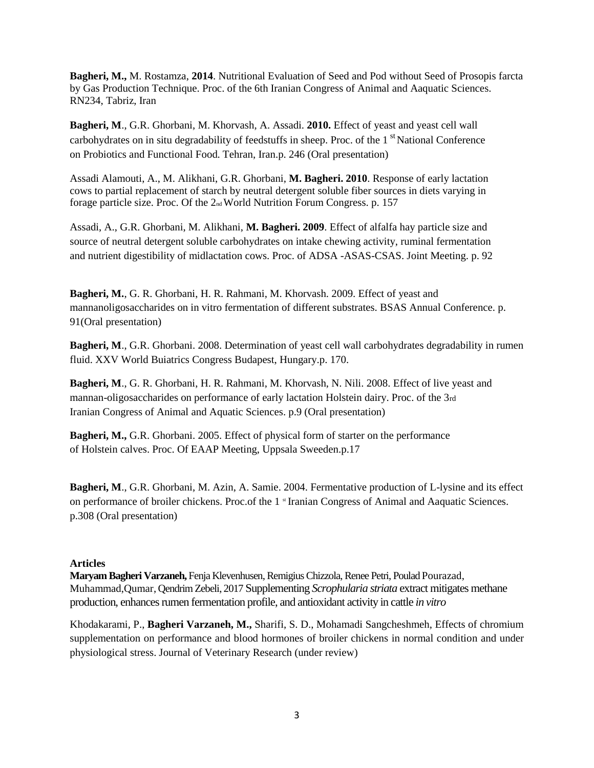**Bagheri, M.,** M. Rostamza, **2014**. Nutritional Evaluation of Seed and Pod without Seed of Prosopis farcta by Gas Production Technique. Proc. of the 6th Iranian Congress of Animal and Aaquatic Sciences. RN234, Tabriz, Iran

**Bagheri, M**., G.R. Ghorbani, M. Khorvash, A. Assadi. **2010.** Effect of yeast and yeast cell wall carbohydrates on in situ degradability of feedstuffs in sheep. Proc. of the 1[st] National Conference on Probiotics and Functional Food. Tehran, Iran.p. 246 (Oral presentation)

Assadi Alamouti, A., M. Alikhani, G.R. Ghorbani, **M. Bagheri. 2010**. Response of early lactation cows to partial replacement of starch by neutral detergent soluble fiber sources in diets varying in forage particle size. Proc. Of the 2nd World Nutrition Forum Congress. p. 157

Assadi, A., G.R. Ghorbani, M. Alikhani, **M. Bagheri. 2009**. Effect of alfalfa hay particle size and source of neutral detergent soluble carbohydrates on intake chewing activity, ruminal fermentation and nutrient digestibility of midlactation cows. Proc. of ADSA -ASAS-CSAS. Joint Meeting. p. 92

**Bagheri, M.**, G. R. Ghorbani, H. R. Rahmani, M. Khorvash. 2009. Effect of yeast and mannanoligosaccharides on in vitro fermentation of different substrates. BSAS Annual Conference. p. 91(Oral presentation)

**Bagheri, M**., G.R. Ghorbani. 2008. Determination of yeast cell wall carbohydrates degradability in rumen fluid. XXV World Buiatrics Congress Budapest, Hungary.p. 170.

**Bagheri, M**., G. R. Ghorbani, H. R. Rahmani, M. Khorvash, N. Nili. 2008. Effect of live yeast and mannan-oligosaccharides on performance of early lactation Holstein dairy. Proc. of the 3rd Iranian Congress of Animal and Aquatic Sciences. p.9 (Oral presentation)

**Bagheri, M.,** G.R. Ghorbani. 2005. Effect of physical form of starter on the performance of Holstein calves. Proc. Of EAAP Meeting, Uppsala Sweeden.p.17

**Bagheri, M**., G.R. Ghorbani, M. Azin, A. Samie. 2004. Fermentative production of L-lysine and its effect on performance of broiler chickens. Proc.of the 1[st] Iranian Congress of Animal and Aaquatic Sciences. p.308 (Oral presentation)

**Articles**

**Maryam Bagheri Varzaneh,** Fenja Klevenhusen, Remigius Chizzola, Renee Petri, Poulad Pourazad, Muhammad,Qumar, Qendrim Zebeli, 2017 Supplementing *Scrophularia striata* extract mitigates methane production, enhances rumen fermentation profile, and antioxidant activity in cattle *in vitro*

Khodakarami, P., **Bagheri Varzaneh, M.,** Sharifi, S. D., Mohamadi Sangcheshmeh, Effects of chromium supplementation on performance and blood hormones of broiler chickens in normal condition and under physiological stress. Journal of Veterinary Research (under review)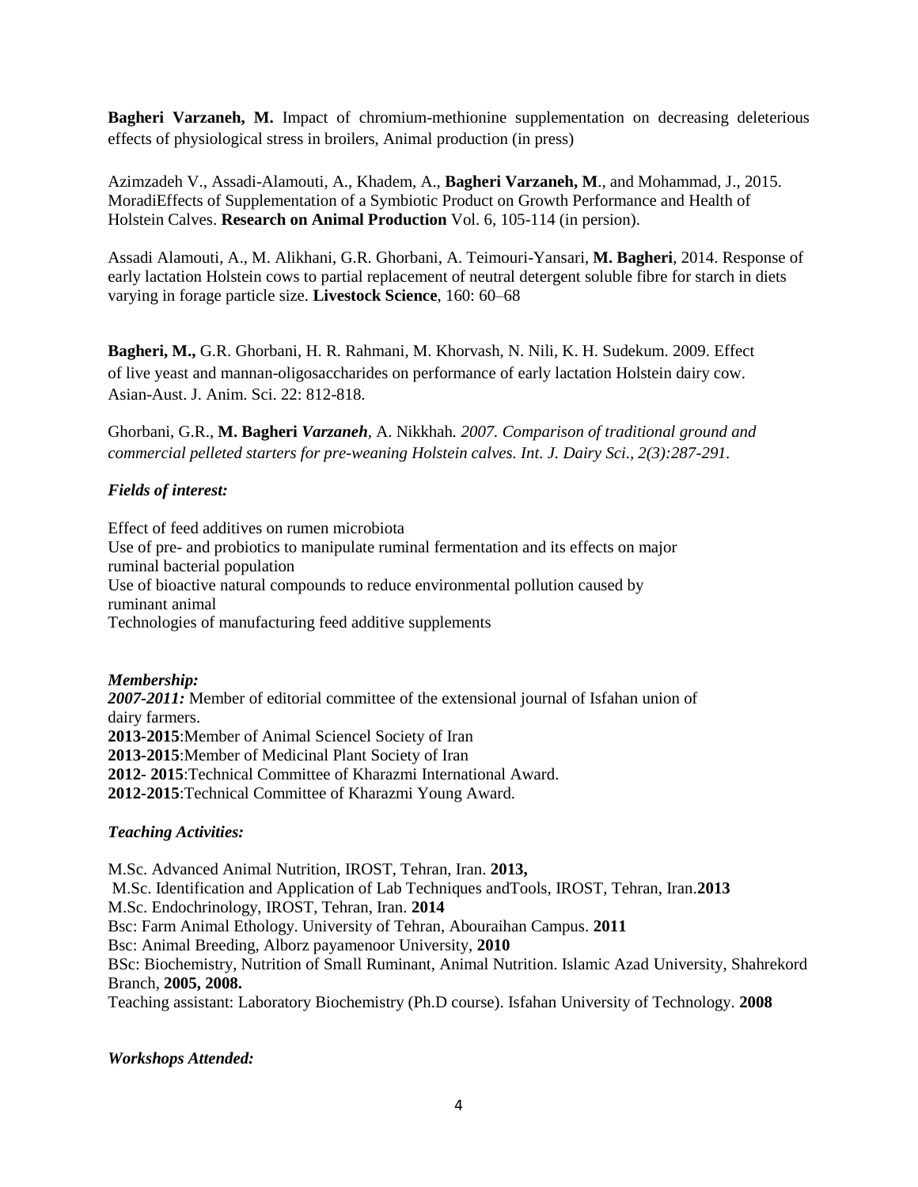**Bagheri Varzaneh, M.** Impact of chromium-methionine supplementation on decreasing deleterious effects of physiological stress in broilers, Animal production (in press)

Azimzadeh V., Assadi-Alamouti, A., Khadem, A., **Bagheri Varzaneh, M**., and Mohammad, J., 2015. MoradiEffects of Supplementation of a Symbiotic Product on Growth Performance and Health of Holstein Calves. **Research on Animal Production** Vol. 6, 105-114 (in persion).

Assadi Alamouti, A., M. Alikhani, G.R. Ghorbani, A. Teimouri-Yansari, **M. Bagheri**, 2014. Response of early lactation Holstein cows to partial replacement of neutral detergent soluble fibre for starch in diets varying in forage particle size. **Livestock Science**, 160: 60–68

**Bagheri, M.,** G.R. Ghorbani, H. R. Rahmani, M. Khorvash, N. Nili, K. H. Sudekum. 2009. Effect of live yeast and mannan-oligosaccharides on performance of early lactation Holstein dairy cow. Asian-Aust. J. Anim. Sci. 22: 812-818.

Ghorbani, G.R., **M. Bagheri *Varzaneh***, A. Nikkhah*. 2007. Comparison of traditional ground and commercial pelleted starters for pre-weaning Holstein calves. Int. J. Dairy Sci., 2(3):287-291.*

### *Fields of interest:*

Effect of feed additives on rumen microbiota
Use of pre- and probiotics to manipulate ruminal fermentation and its effects on major ruminal bacterial population
Use of bioactive natural compounds to reduce environmental pollution caused by ruminant animal
Technologies of manufacturing feed additive supplements

### *Membership:*

***2007-2011:*** Member of editorial committee of the extensional journal of Isfahan union of dairy farmers.
**2013-2015**:Member of Animal Sciencel Society of Iran
**2013-2015**:Member of Medicinal Plant Society of Iran
**2012- 2015**:Technical Committee of Kharazmi International Award.
**2012-2015**:Technical Committee of Kharazmi Young Award.

### *Teaching Activities:*

M.Sc. Advanced Animal Nutrition, IROST, Tehran, Iran. **2013,**
M.Sc. Identification and Application of Lab Techniques andTools, IROST, Tehran, Iran.**2013**
M.Sc. Endochrinology, IROST, Tehran, Iran. **2014**
Bsc: Farm Animal Ethology. University of Tehran, Abouraihan Campus. **2011**
Bsc: Animal Breeding, Alborz payamenoor University, **2010**
BSc: Biochemistry, Nutrition of Small Ruminant, Animal Nutrition. Islamic Azad University, Shahrekord Branch, **2005, 2008.**
Teaching assistant: Laboratory Biochemistry (Ph.D course). Isfahan University of Technology. **2008**

### *Workshops Attended:*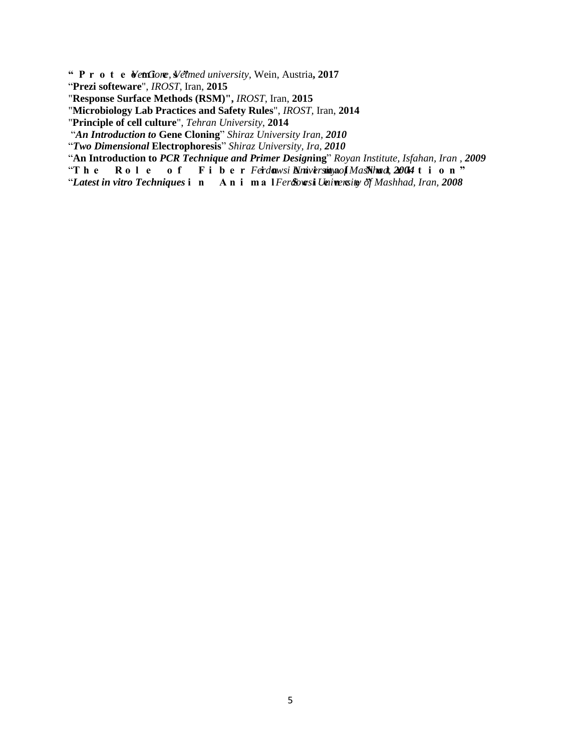"**P r o t e o m i c s**" *VetCore, Vetmed university,* Wein, Austria**, 2017**

"**Prezi softeware**", *IROST,* Iran, **2015**

"**Response Surface Methods (RSM)",** *IROST,* Iran, **2015**

"**Microbiology Lab Practices and Safety Rules**", *IROST,* Iran, **2014**

"**Principle of cell culture**", *Tehran University,* **2014**

"***An Introduction to*** **Gene Cloning**" *Shiraz University Iran, **2010***

"***Two Dimensional*** **Electrophoresis**" *Shiraz University, Ira, **2010***

"**An Introduction to *PCR Technique and Primer Design*ing**" *Royan Institute, Isfahan, Iran , **2009***

"**T h e R o l e o f F i b e r i n A n i m a l N u t r i t i o n**" *Ferdowsi University of Mashhad, **2004***

"***Latest in vitro Techniques* i n A n i m a l S c i e n c e**" *Ferdowsi University of Mashhad, Iran, **2008***